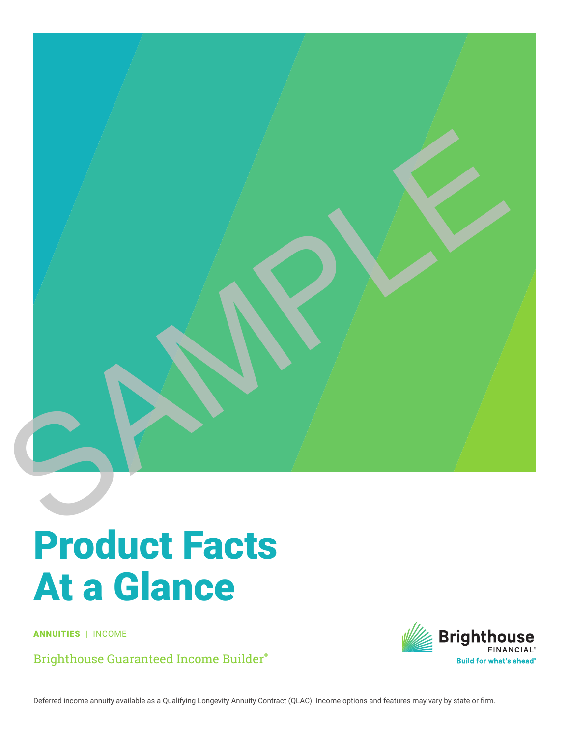SAMPLE

# Product Facts At a Glance

**ANNUITIES** | INCOME

Brighthouse Guaranteed Income Builder®

Brighthouse FINANCIAL®
Build for what's ahead®

Deferred income annuity available as a Qualifying Longevity Annuity Contract (QLAC). Income options and features may vary by state or firm.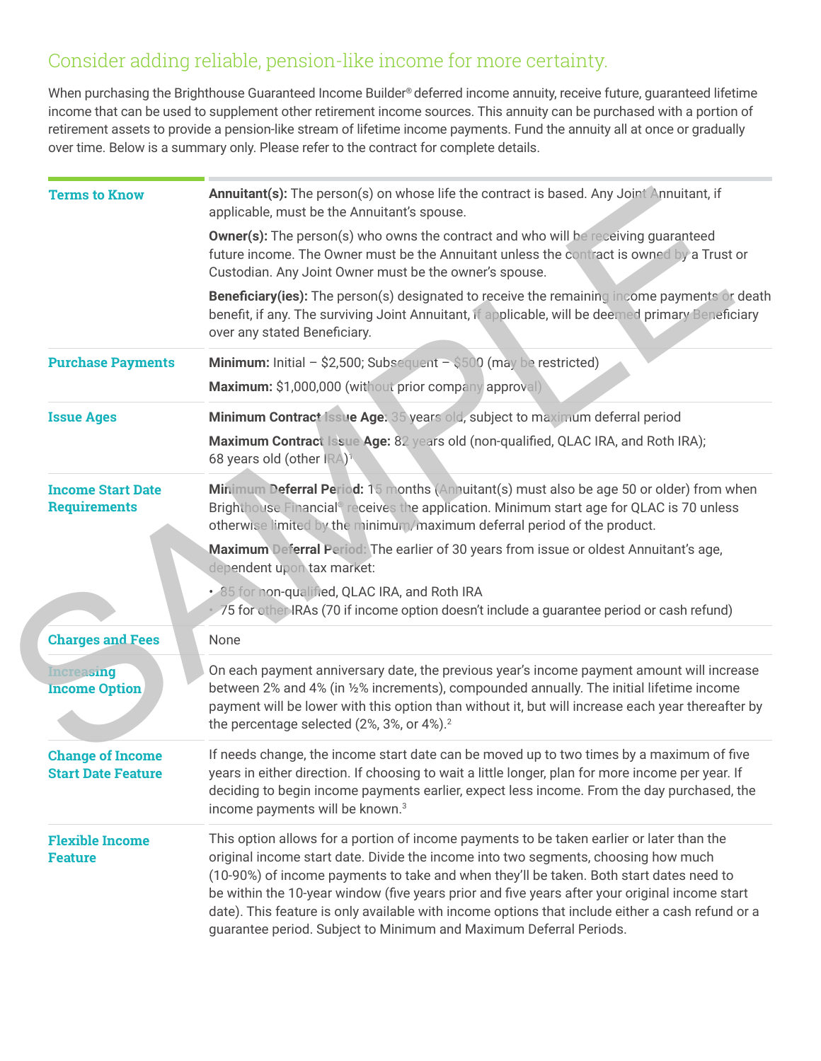## Consider adding reliable, pension-like income for more certainty.

When purchasing the Brighthouse Guaranteed Income Builder® deferred income annuity, receive future, guaranteed lifetime income that can be used to supplement other retirement income sources. This annuity can be purchased with a portion of retirement assets to provide a pension-like stream of lifetime income payments. Fund the annuity all at once or gradually over time. Below is a summary only. Please refer to the contract for complete details.

| | |
|---|---|
| **Terms to Know** | **Annuitant(s):** The person(s) on whose life the contract is based. Any Joint Annuitant, if applicable, must be the Annuitant's spouse.<br><br>**Owner(s):** The person(s) who owns the contract and who will be receiving guaranteed future income. The Owner must be the Annuitant unless the contract is owned by a Trust or Custodian. Any Joint Owner must be the owner's spouse.<br><br>**Beneficiary(ies):** The person(s) designated to receive the remaining income payments or death benefit, if any. The surviving Joint Annuitant, if applicable, will be deemed primary Beneficiary over any stated Beneficiary. |
| **Purchase Payments** | **Minimum:** Initial – $2,500; Subsequent – $500 (may be restricted)<br><br>**Maximum:** $1,000,000 (without prior company approval) |
| **Issue Ages** | **Minimum Contract Issue Age:** 35 years old, subject to maximum deferral period<br><br>**Maximum Contract Issue Age:** 82 years old (non-qualified, QLAC IRA, and Roth IRA); 68 years old (other IRA)[1] |
| **Income Start Date Requirements** | **Minimum Deferral Period:** 15 months (Annuitant(s) must also be age 50 or older) from when Brighthouse Financial® receives the application. Minimum start age for QLAC is 70 unless otherwise limited by the minimum/maximum deferral period of the product.<br><br>**Maximum Deferral Period:** The earlier of 30 years from issue or oldest Annuitant's age, dependent upon tax market:<br>• 85 for non-qualified, QLAC IRA, and Roth IRA<br>• 75 for other IRAs (70 if income option doesn't include a guarantee period or cash refund) |
| **Charges and Fees** | None |
| **Increasing Income Option** | On each payment anniversary date, the previous year's income payment amount will increase between 2% and 4% (in ½% increments), compounded annually. The initial lifetime income payment will be lower with this option than without it, but will increase each year thereafter by the percentage selected (2%, 3%, or 4%).[2] |
| **Change of Income Start Date Feature** | If needs change, the income start date can be moved up to two times by a maximum of five years in either direction. If choosing to wait a little longer, plan for more income per year. If deciding to begin income payments earlier, expect less income. From the day purchased, the income payments will be known.[3] |
| **Flexible Income Feature** | This option allows for a portion of income payments to be taken earlier or later than the original income start date. Divide the income into two segments, choosing how much (10-90%) of income payments to take and when they'll be taken. Both start dates need to be within the 10-year window (five years prior and five years after your original income start date). This feature is only available with income options that include either a cash refund or a guarantee period. Subject to Minimum and Maximum Deferral Periods. |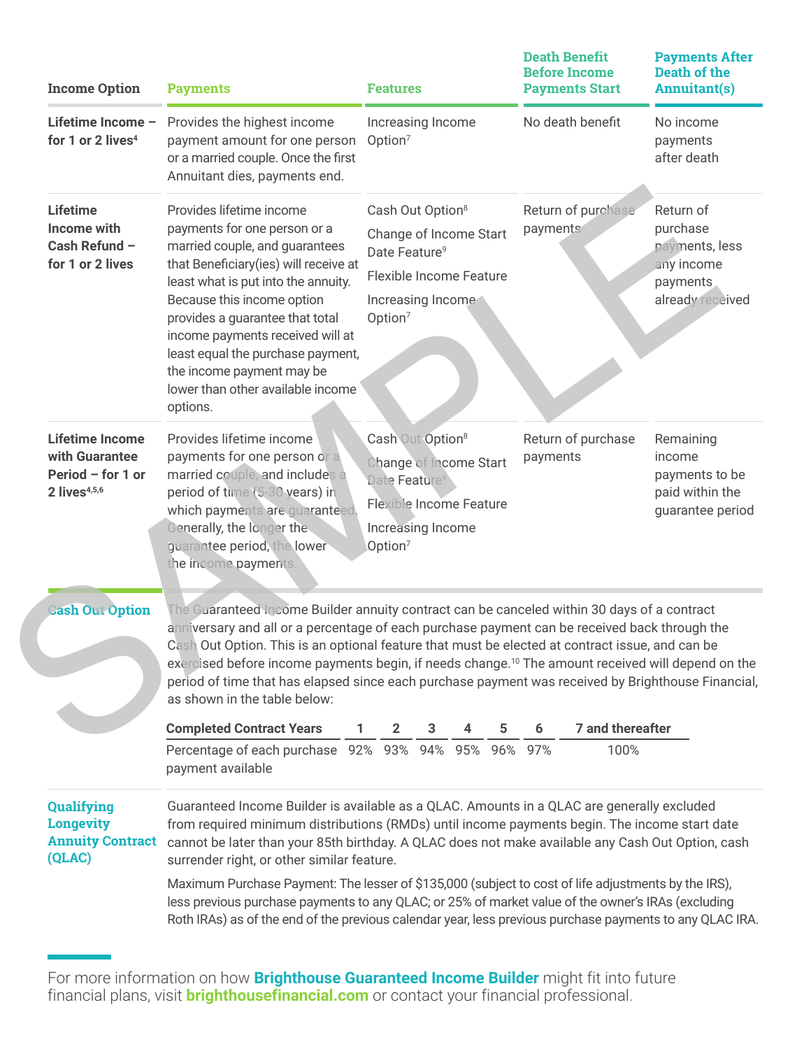| Income Option | Payments | Features | Death Benefit Before Income Payments Start | Payments After Death of the Annuitant(s) |
|---|---|---|---|---|
| **Lifetime Income – for 1 or 2 lives**[4] | Provides the highest income payment amount for one person or a married couple. Once the first Annuitant dies, payments end. | Increasing Income Option[7] | No death benefit | No income payments after death |
| **Lifetime Income with Cash Refund – for 1 or 2 lives** | Provides lifetime income payments for one person or a married couple, and guarantees that Beneficiary(ies) will receive at least what is put into the annuity. Because this income option provides a guarantee that total income payments received will at least equal the purchase payment, the income payment may be lower than other available income options. | Cash Out Option[8]<br>Change of Income Start Date Feature[9]<br>Flexible Income Feature<br>Increasing Income Option[7] | Return of purchase payments | Return of purchase payments, less any income payments already received |
| **Lifetime Income with Guarantee Period – for 1 or 2 lives**[4,5,6] | Provides lifetime income payments for one person or a married couple, and includes a period of time (5-30 years) in which payments are guaranteed. Generally, the longer the guarantee period, the lower the income payments. | Cash Out Option[8]<br>Change of Income Start Date Feature[9]<br>Flexible Income Feature<br>Increasing Income Option[7] | Return of purchase payments | Remaining income payments to be paid within the guarantee period |

## Cash Out Option

The Guaranteed Income Builder annuity contract can be canceled within 30 days of a contract anniversary and all or a percentage of each purchase payment can be received back through the Cash Out Option. This is an optional feature that must be elected at contract issue, and can be exercised before income payments begin, if needs change.[10] The amount received will depend on the period of time that has elapsed since each purchase payment was received by Brighthouse Financial, as shown in the table below:

| Completed Contract Years | 1 | 2 | 3 | 4 | 5 | 6 | 7 and thereafter |
|---|---|---|---|---|---|---|---|
| Percentage of each purchase payment available | 92% | 93% | 94% | 95% | 96% | 97% | 100% |

## Qualifying Longevity Annuity Contract (QLAC)

Guaranteed Income Builder is available as a QLAC. Amounts in a QLAC are generally excluded from required minimum distributions (RMDs) until income payments begin. The income start date cannot be later than your 85th birthday. A QLAC does not make available any Cash Out Option, cash surrender right, or other similar feature.

Maximum Purchase Payment: The lesser of $135,000 (subject to cost of life adjustments by the IRS), less previous purchase payments to any QLAC; or 25% of market value of the owner's IRAs (excluding Roth IRAs) as of the end of the previous calendar year, less previous purchase payments to any QLAC IRA.

For more information on how **Brighthouse Guaranteed Income Builder** might fit into future financial plans, visit **brighthousefinancial.com** or contact your financial professional.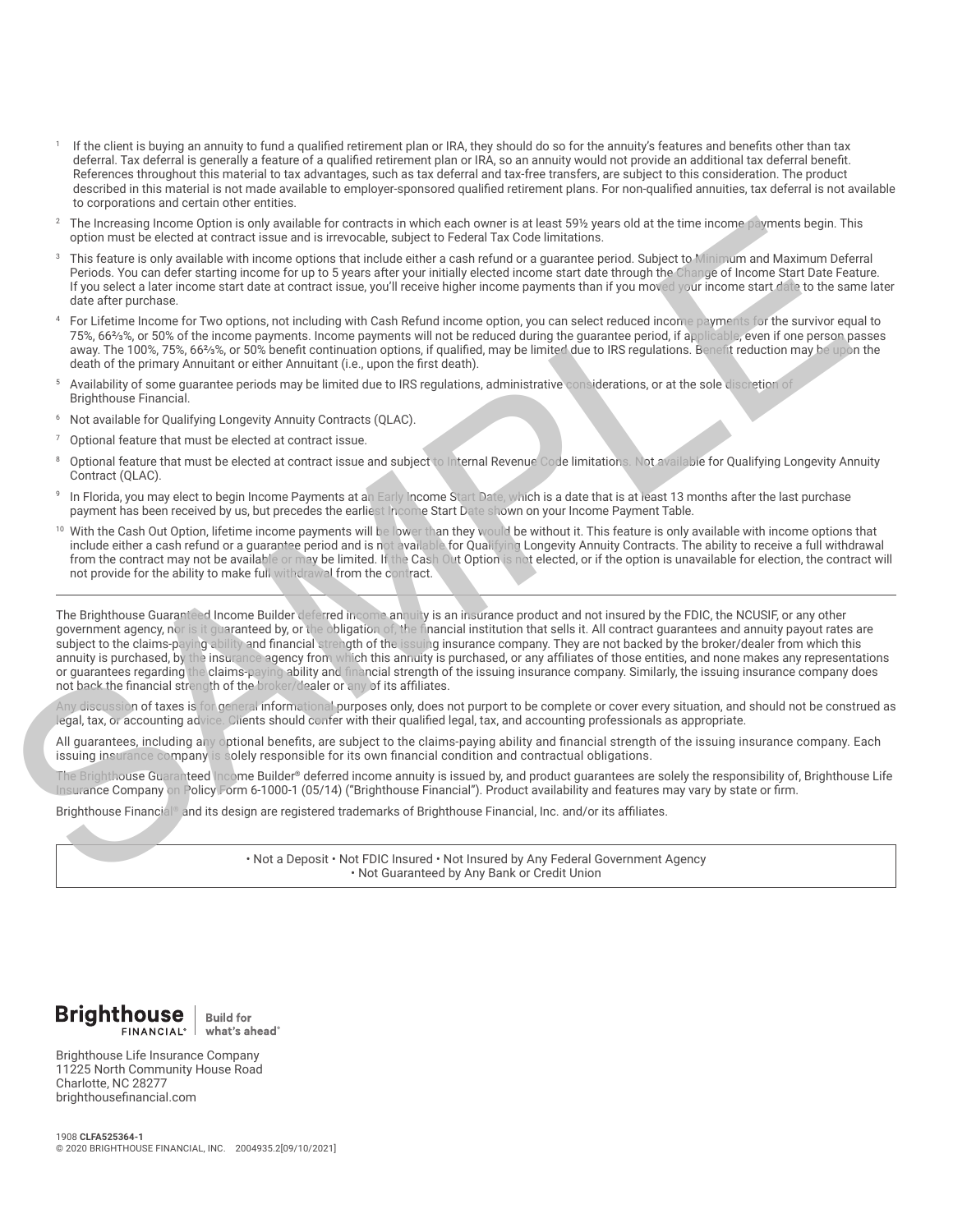[1] If the client is buying an annuity to fund a qualified retirement plan or IRA, they should do so for the annuity's features and benefits other than tax deferral. Tax deferral is generally a feature of a qualified retirement plan or IRA, so an annuity would not provide an additional tax deferral benefit. References throughout this material to tax advantages, such as tax deferral and tax-free transfers, are subject to this consideration. The product described in this material is not made available to employer-sponsored qualified retirement plans. For non-qualified annuities, tax deferral is not available to corporations and certain other entities.

[2] The Increasing Income Option is only available for contracts in which each owner is at least 59½ years old at the time income payments begin. This option must be elected at contract issue and is irrevocable, subject to Federal Tax Code limitations.

[3] This feature is only available with income options that include either a cash refund or a guarantee period. Subject to Minimum and Maximum Deferral Periods. You can defer starting income for up to 5 years after your initially elected income start date through the Change of Income Start Date Feature. If you select a later income start date at contract issue, you'll receive higher income payments than if you moved your income start date to the same later date after purchase.

[4] For Lifetime Income for Two options, not including with Cash Refund income option, you can select reduced income payments for the survivor equal to 75%, 66⅔%, or 50% of the income payments. Income payments will not be reduced during the guarantee period, if applicable, even if one person passes away. The 100%, 75%, 66⅔%, or 50% benefit continuation options, if qualified, may be limited due to IRS regulations. Benefit reduction may be upon the death of the primary Annuitant or either Annuitant (i.e., upon the first death).

[5] Availability of some guarantee periods may be limited due to IRS regulations, administrative considerations, or at the sole discretion of Brighthouse Financial.

[6] Not available for Qualifying Longevity Annuity Contracts (QLAC).

[7] Optional feature that must be elected at contract issue.

[8] Optional feature that must be elected at contract issue and subject to Internal Revenue Code limitations. Not available for Qualifying Longevity Annuity Contract (QLAC).

[9] In Florida, you may elect to begin Income Payments at an Early Income Start Date, which is a date that is at least 13 months after the last purchase payment has been received by us, but precedes the earliest Income Start Date shown on your Income Payment Table.

[10] With the Cash Out Option, lifetime income payments will be lower than they would be without it. This feature is only available with income options that include either a cash refund or a guarantee period and is not available for Qualifying Longevity Annuity Contracts. The ability to receive a full withdrawal from the contract may not be available or may be limited. If the Cash Out Option is not elected, or if the option is unavailable for election, the contract will not provide for the ability to make full withdrawal from the contract.

---

The Brighthouse Guaranteed Income Builder deferred income annuity is an insurance product and not insured by the FDIC, the NCUSIF, or any other government agency, nor is it guaranteed by, or the obligation of, the financial institution that sells it. All contract guarantees and annuity payout rates are subject to the claims-paying ability and financial strength of the issuing insurance company. They are not backed by the broker/dealer from which this annuity is purchased, by the insurance agency from which this annuity is purchased, or any affiliates of those entities, and none makes any representations or guarantees regarding the claims-paying ability and financial strength of the issuing insurance company. Similarly, the issuing insurance company does not back the financial strength of the broker/dealer or any of its affiliates.

Any discussion of taxes is for general informational purposes only, does not purport to be complete or cover every situation, and should not be construed as legal, tax, or accounting advice. Clients should confer with their qualified legal, tax, and accounting professionals as appropriate.

All guarantees, including any optional benefits, are subject to the claims-paying ability and financial strength of the issuing insurance company. Each issuing insurance company is solely responsible for its own financial condition and contractual obligations.

The Brighthouse Guaranteed Income Builder® deferred income annuity is issued by, and product guarantees are solely the responsibility of, Brighthouse Life Insurance Company on Policy Form 6-1000-1 (05/14) ("Brighthouse Financial"). Product availability and features may vary by state or firm.

Brighthouse Financial® and its design are registered trademarks of Brighthouse Financial, Inc. and/or its affiliates.

• Not a Deposit • Not FDIC Insured • Not Insured by Any Federal Government Agency
• Not Guaranteed by Any Bank or Credit Union

**Brighthouse** FINANCIAL® | **Build for what's ahead®**

Brighthouse Life Insurance Company
11225 North Community House Road
Charlotte, NC 28277
brighthousefinancial.com

1908 **CLFA525364-1**
© 2020 BRIGHTHOUSE FINANCIAL, INC. 2004935.2[09/10/2021]